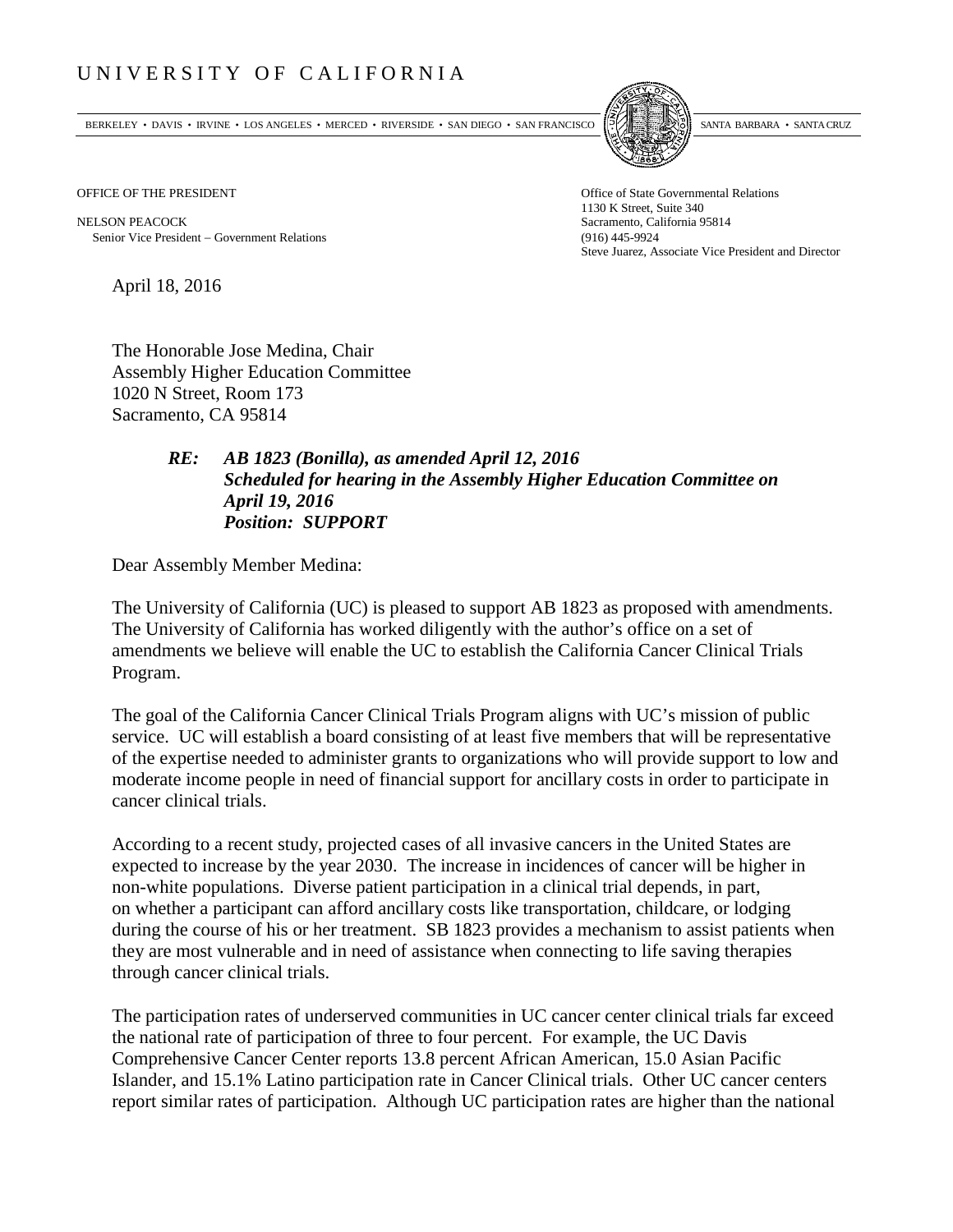# UNIVERSITY OF CALIFORNIA

BERKELEY • DAVIS • IRVINE • LOS ANGELES • MERCED • RIVERSIDE • SAN DIEGO • SAN FRANCISCO SANTA BARBARA • SANTA CRUZ

OFFICE OF THE PRESIDENT

NELSON PEACOCK
Senior Vice President – Government Relations

Office of State Governmental Relations
1130 K Street, Suite 340
Sacramento, California 95814
(916) 445-9924
Steve Juarez, Associate Vice President and Director

April 18, 2016

The Honorable Jose Medina, Chair
Assembly Higher Education Committee
1020 N Street, Room 173
Sacramento, CA 95814

***RE: AB 1823 (Bonilla), as amended April 12, 2016***
***Scheduled for hearing in the Assembly Higher Education Committee on April 19, 2016***
***Position: SUPPORT***

Dear Assembly Member Medina:

The University of California (UC) is pleased to support AB 1823 as proposed with amendments. The University of California has worked diligently with the author's office on a set of amendments we believe will enable the UC to establish the California Cancer Clinical Trials Program.

The goal of the California Cancer Clinical Trials Program aligns with UC's mission of public service. UC will establish a board consisting of at least five members that will be representative of the expertise needed to administer grants to organizations who will provide support to low and moderate income people in need of financial support for ancillary costs in order to participate in cancer clinical trials.

According to a recent study, projected cases of all invasive cancers in the United States are expected to increase by the year 2030. The increase in incidences of cancer will be higher in non-white populations. Diverse patient participation in a clinical trial depends, in part, on whether a participant can afford ancillary costs like transportation, childcare, or lodging during the course of his or her treatment. SB 1823 provides a mechanism to assist patients when they are most vulnerable and in need of assistance when connecting to life saving therapies through cancer clinical trials.

The participation rates of underserved communities in UC cancer center clinical trials far exceed the national rate of participation of three to four percent. For example, the UC Davis Comprehensive Cancer Center reports 13.8 percent African American, 15.0 Asian Pacific Islander, and 15.1% Latino participation rate in Cancer Clinical trials. Other UC cancer centers report similar rates of participation. Although UC participation rates are higher than the national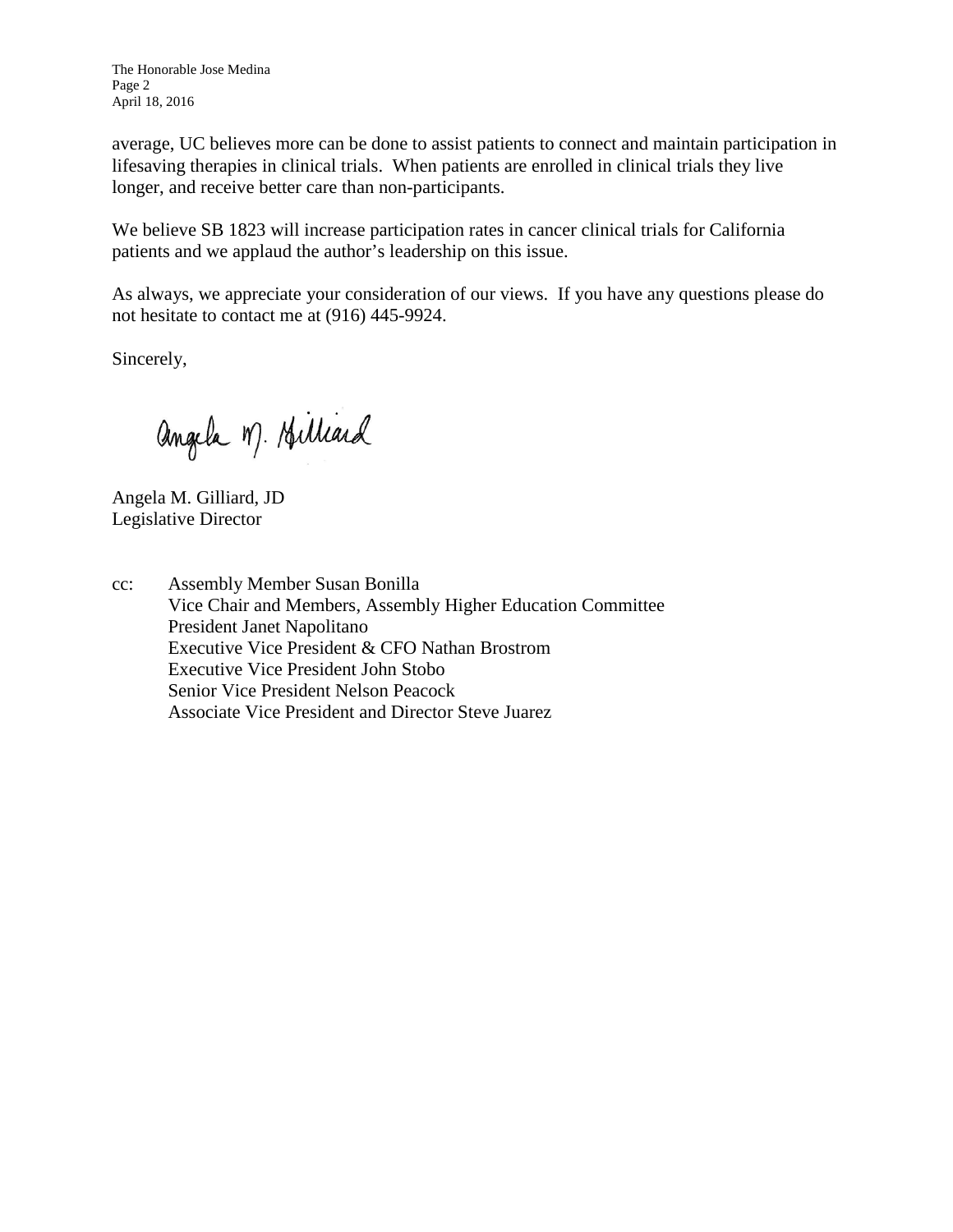average, UC believes more can be done to assist patients to connect and maintain participation in lifesaving therapies in clinical trials. When patients are enrolled in clinical trials they live longer, and receive better care than non-participants.

We believe SB 1823 will increase participation rates in cancer clinical trials for California patients and we applaud the author's leadership on this issue.

As always, we appreciate your consideration of our views. If you have any questions please do not hesitate to contact me at (916) 445-9924.

Sincerely,

Angela M. Gilliard

Angela M. Gilliard, JD
Legislative Director

cc: Assembly Member Susan Bonilla
Vice Chair and Members, Assembly Higher Education Committee
President Janet Napolitano
Executive Vice President & CFO Nathan Brostrom
Executive Vice President John Stobo
Senior Vice President Nelson Peacock
Associate Vice President and Director Steve Juarez